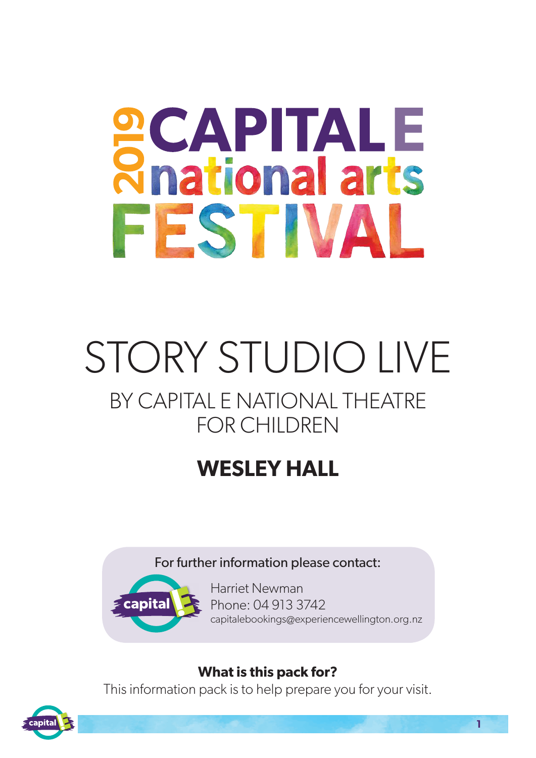# 2019 CAPITAL E national arts FESTIVAL

# STORY STUDIO LIVE

## BY CAPITAL E NATIONAL THEATRE FOR CHILDREN

## WESLEY HALL

For further information please contact:

Harriet Newman
Phone: 04 913 3742
capitalebookings@experiencewellington.org.nz

**What is this pack for?**
This information pack is to help prepare you for your visit.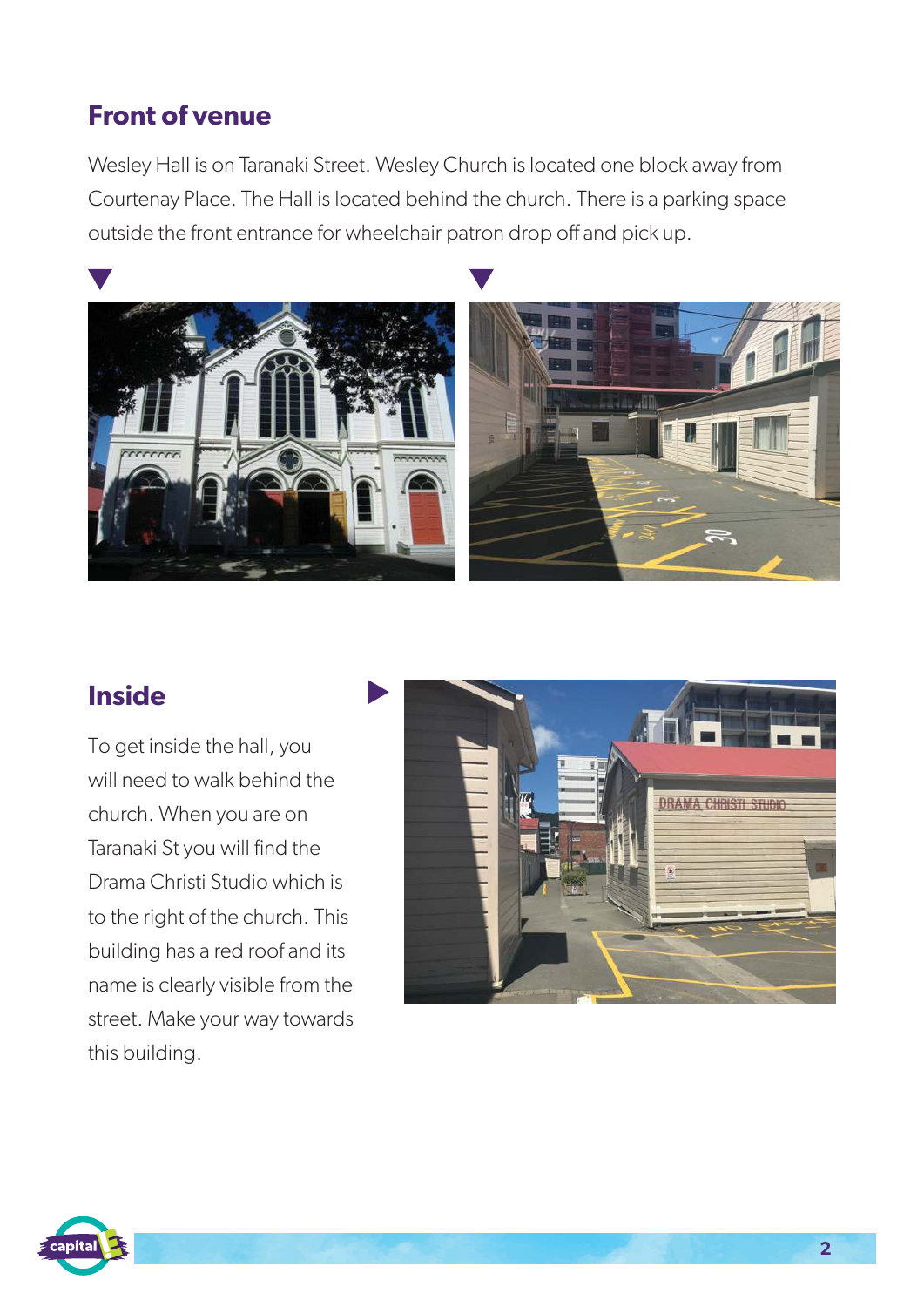## Front of venue

Wesley Hall is on Taranaki Street. Wesley Church is located one block away from Courtenay Place. The Hall is located behind the church. There is a parking space outside the front entrance for wheelchair patron drop off and pick up.

## Inside

To get inside the hall, you will need to walk behind the church. When you are on Taranaki St you will find the Drama Christi Studio which is to the right of the church. This building has a red roof and its name is clearly visible from the street. Make your way towards this building.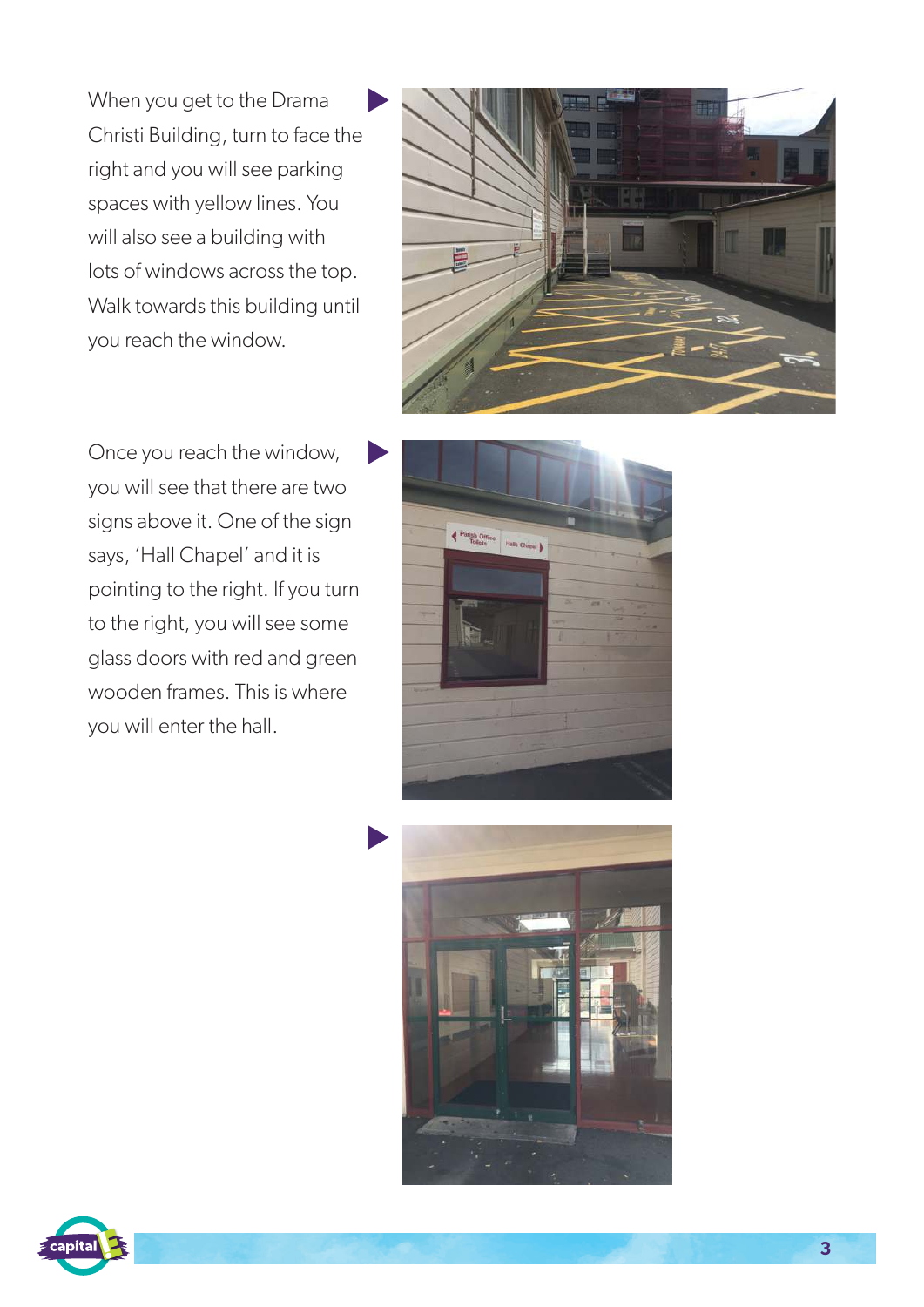When you get to the Drama Christi Building, turn to face the right and you will see parking spaces with yellow lines. You will also see a building with lots of windows across the top. Walk towards this building until you reach the window.

Once you reach the window, you will see that there are two signs above it. One of the sign says, 'Hall Chapel' and it is pointing to the right. If you turn to the right, you will see some glass doors with red and green wooden frames. This is where you will enter the hall.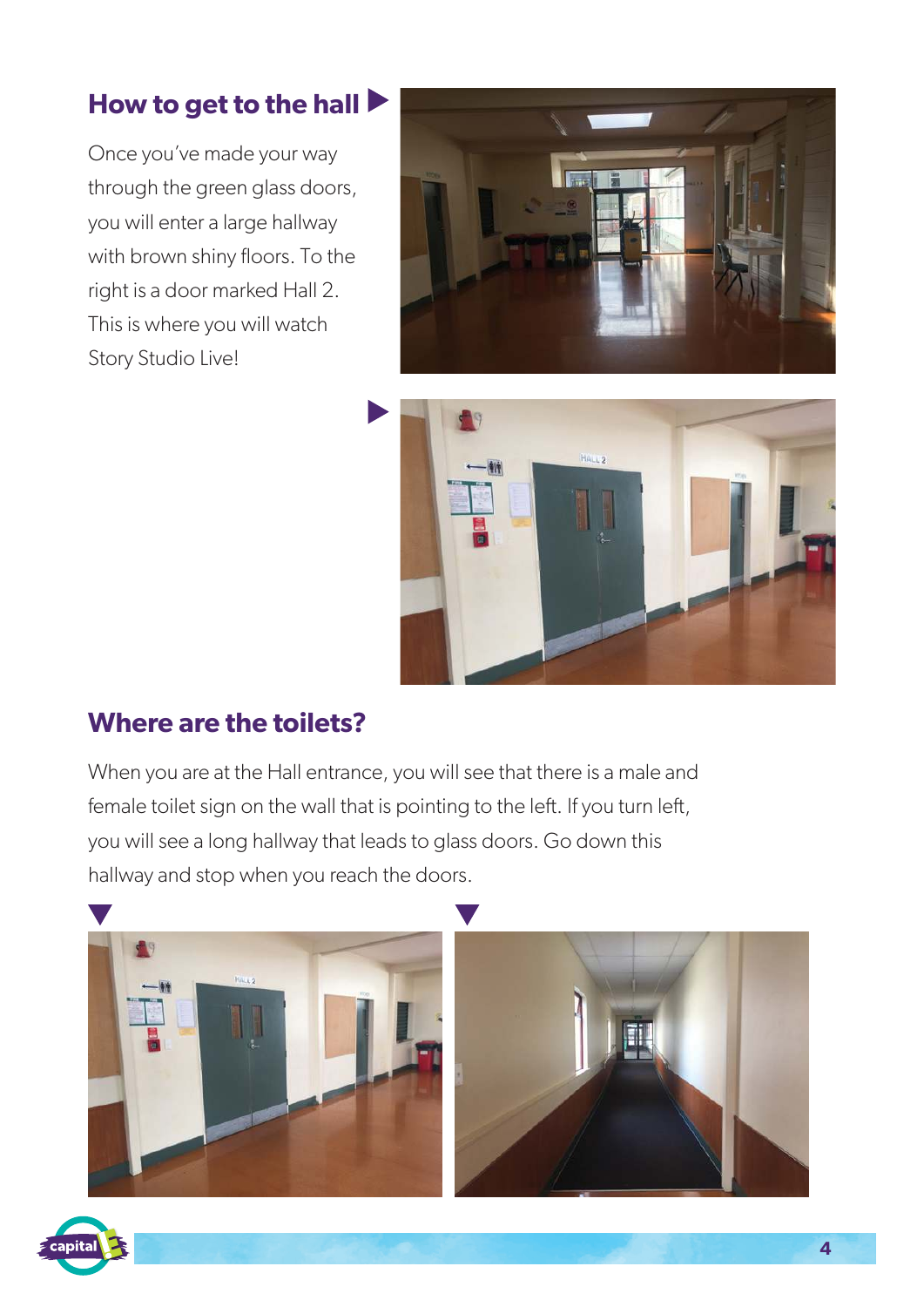## How to get to the hall

Once you've made your way through the green glass doors, you will enter a large hallway with brown shiny floors. To the right is a door marked Hall 2. This is where you will watch Story Studio Live!

## Where are the toilets?

When you are at the Hall entrance, you will see that there is a male and female toilet sign on the wall that is pointing to the left. If you turn left, you will see a long hallway that leads to glass doors. Go down this hallway and stop when you reach the doors.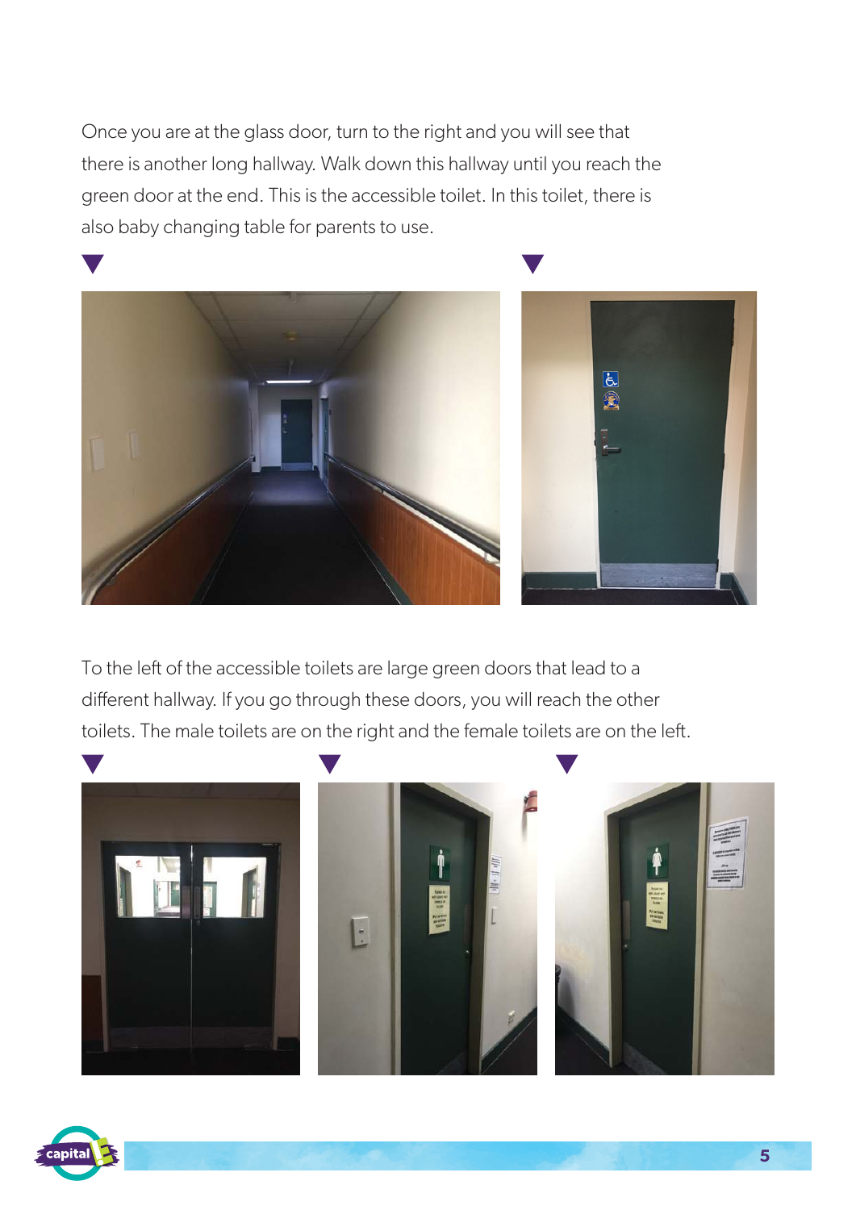Once you are at the glass door, turn to the right and you will see that there is another long hallway. Walk down this hallway until you reach the green door at the end. This is the accessible toilet. In this toilet, there is also baby changing table for parents to use.

To the left of the accessible toilets are large green doors that lead to a different hallway. If you go through these doors, you will reach the other toilets. The male toilets are on the right and the female toilets are on the left.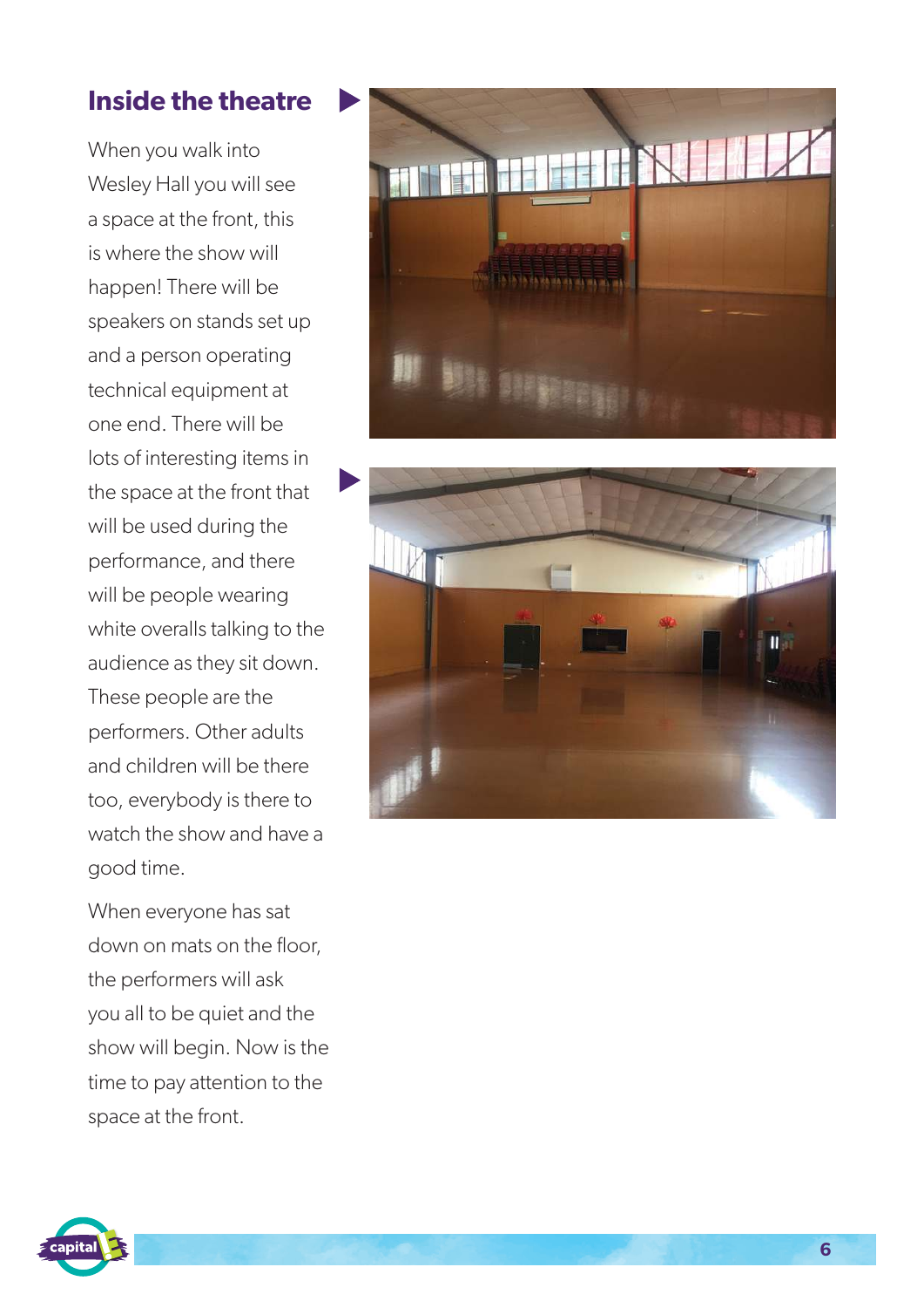## Inside the theatre

When you walk into Wesley Hall you will see a space at the front, this is where the show will happen! There will be speakers on stands set up and a person operating technical equipment at one end. There will be lots of interesting items in the space at the front that will be used during the performance, and there will be people wearing white overalls talking to the audience as they sit down. These people are the performers. Other adults and children will be there too, everybody is there to watch the show and have a good time.

When everyone has sat down on mats on the floor, the performers will ask you all to be quiet and the show will begin. Now is the time to pay attention to the space at the front.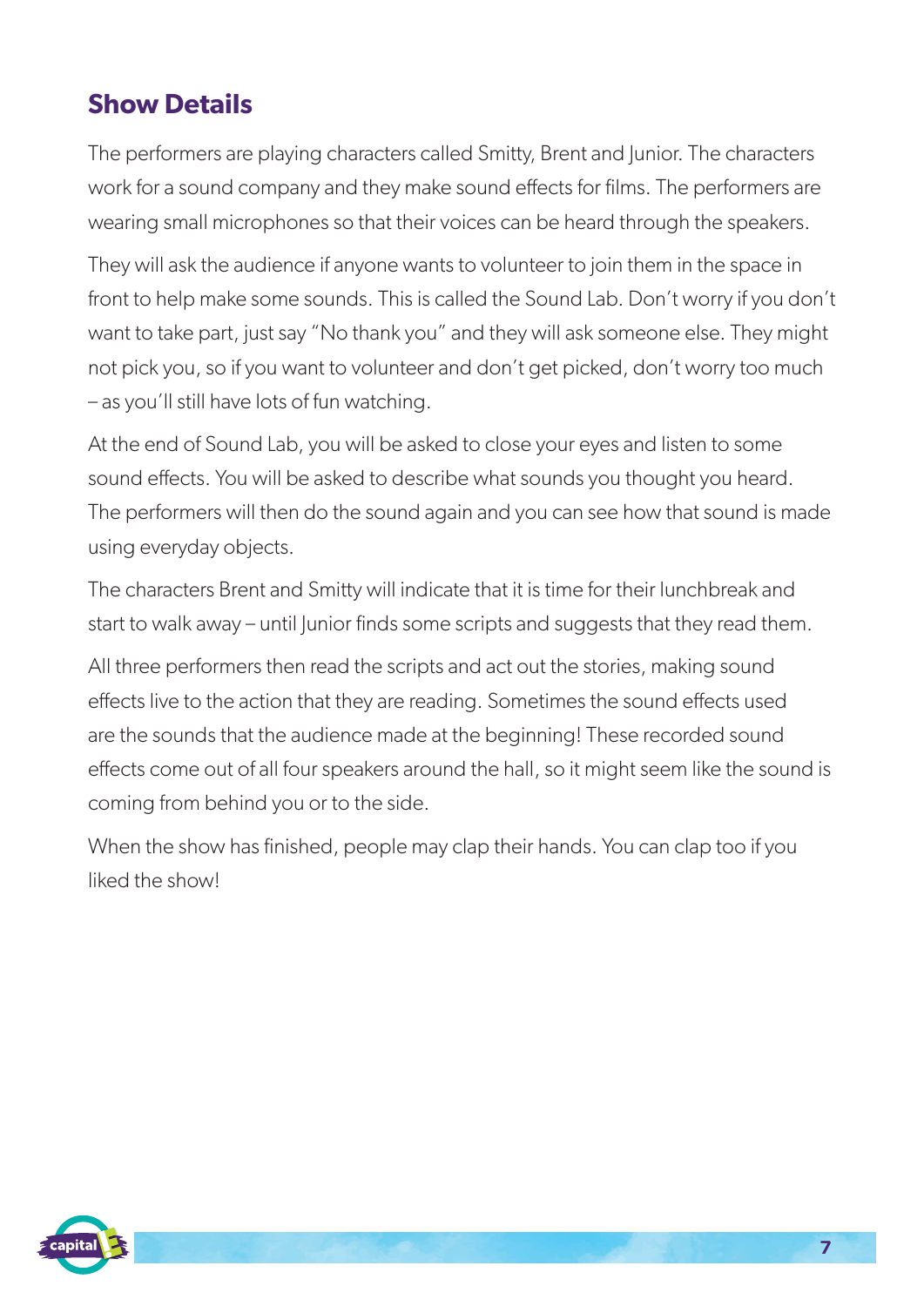## Show Details

The performers are playing characters called Smitty, Brent and Junior. The characters work for a sound company and they make sound effects for films. The performers are wearing small microphones so that their voices can be heard through the speakers.

They will ask the audience if anyone wants to volunteer to join them in the space in front to help make some sounds. This is called the Sound Lab. Don't worry if you don't want to take part, just say "No thank you" and they will ask someone else. They might not pick you, so if you want to volunteer and don't get picked, don't worry too much – as you'll still have lots of fun watching.

At the end of Sound Lab, you will be asked to close your eyes and listen to some sound effects. You will be asked to describe what sounds you thought you heard. The performers will then do the sound again and you can see how that sound is made using everyday objects.

The characters Brent and Smitty will indicate that it is time for their lunchbreak and start to walk away – until Junior finds some scripts and suggests that they read them.

All three performers then read the scripts and act out the stories, making sound effects live to the action that they are reading. Sometimes the sound effects used are the sounds that the audience made at the beginning! These recorded sound effects come out of all four speakers around the hall, so it might seem like the sound is coming from behind you or to the side.

When the show has finished, people may clap their hands. You can clap too if you liked the show!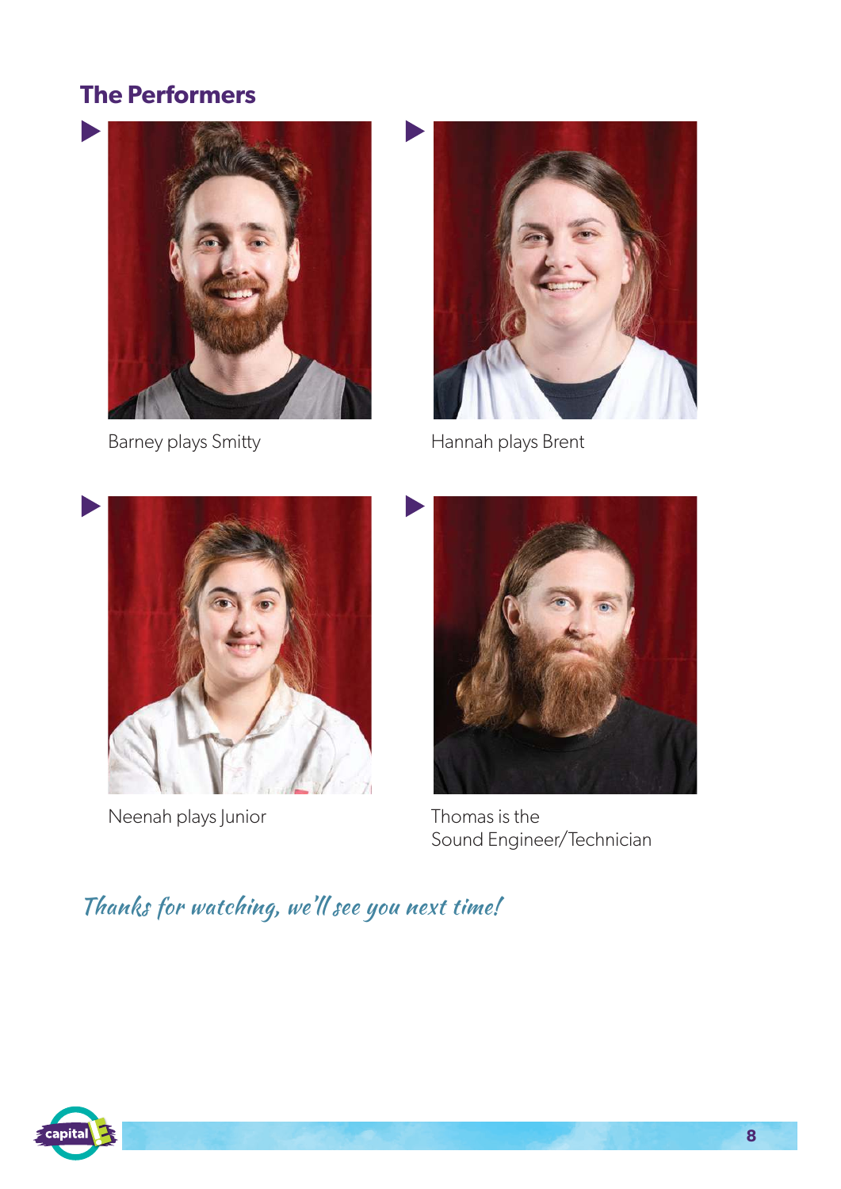## The Performers

Barney plays Smitty

Hannah plays Brent

Neenah plays Junior

Thomas is the
Sound Engineer/Technician

*Thanks for watching, we'll see you next time!*